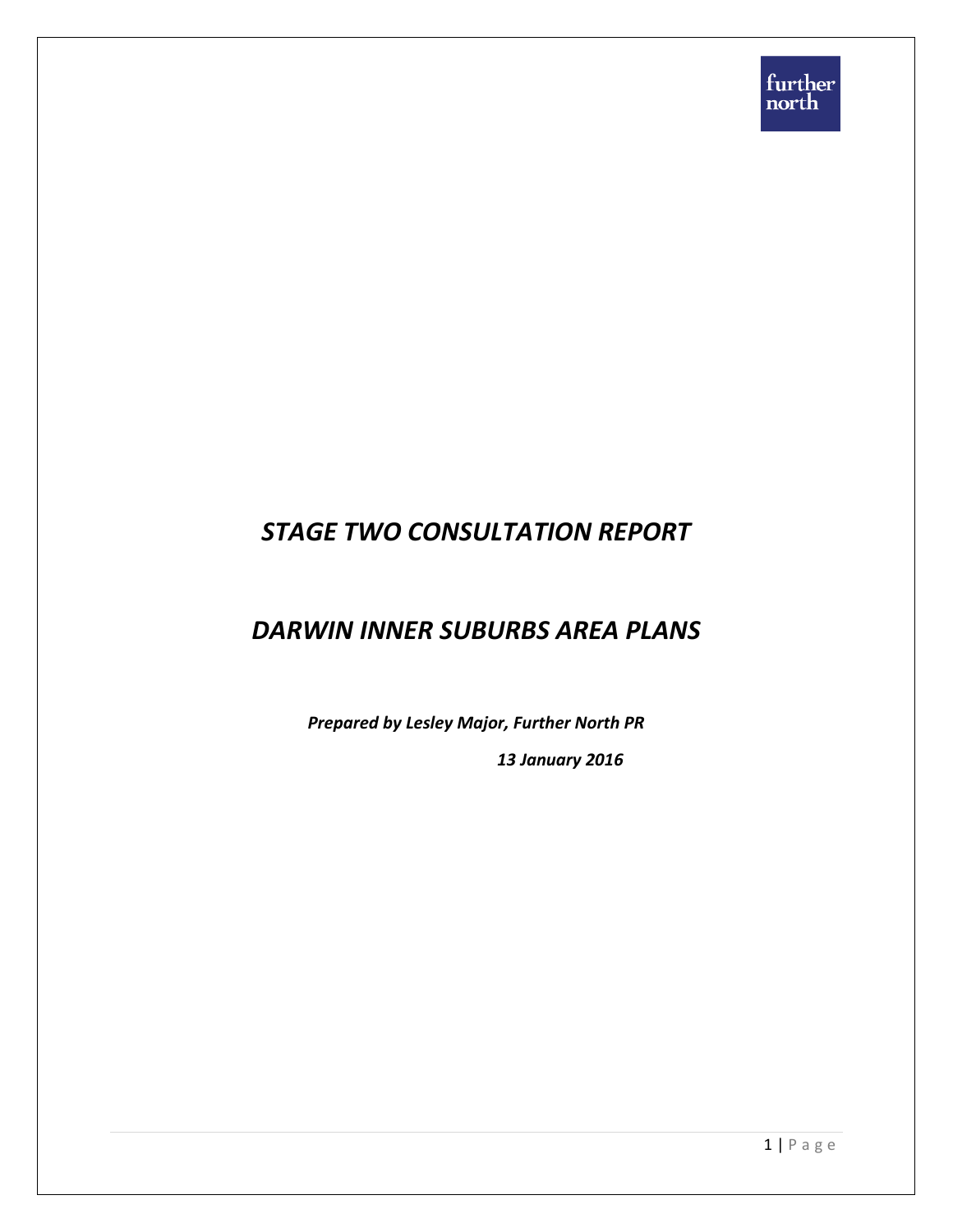further north

# *STAGE TWO CONSULTATION REPORT*

# *DARWIN INNER SUBURBS AREA PLANS*

***Prepared by Lesley Major, Further North PR***

***13 January 2016***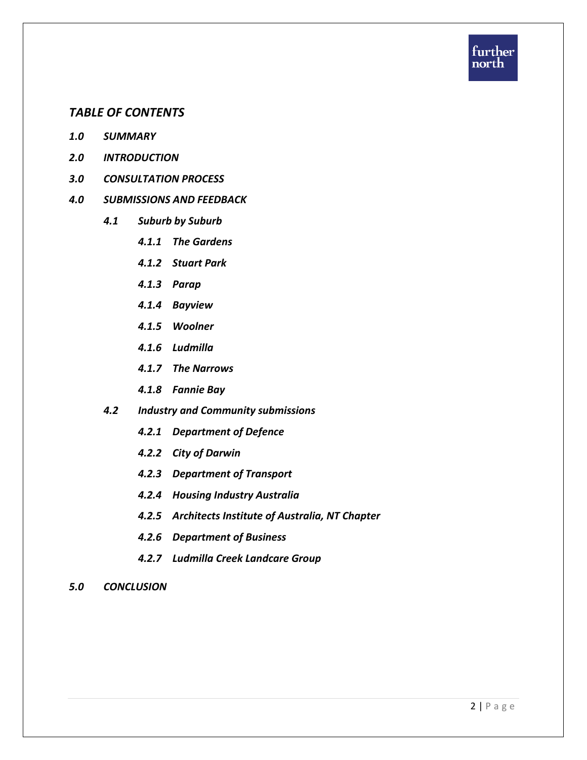## *TABLE OF CONTENTS*

***1.0 SUMMARY***

***2.0 INTRODUCTION***

***3.0 CONSULTATION PROCESS***

***4.0 SUBMISSIONS AND FEEDBACK***

- ***4.1 Suburb by Suburb***
  - ***4.1.1 The Gardens***
  - ***4.1.2 Stuart Park***
  - ***4.1.3 Parap***
  - ***4.1.4 Bayview***
  - ***4.1.5 Woolner***
  - ***4.1.6 Ludmilla***
  - ***4.1.7 The Narrows***
  - ***4.1.8 Fannie Bay***
- ***4.2 Industry and Community submissions***
  - ***4.2.1 Department of Defence***
  - ***4.2.2 City of Darwin***
  - ***4.2.3 Department of Transport***
  - ***4.2.4 Housing Industry Australia***
  - ***4.2.5 Architects Institute of Australia, NT Chapter***
  - ***4.2.6 Department of Business***
  - ***4.2.7 Ludmilla Creek Landcare Group***

***5.0 CONCLUSION***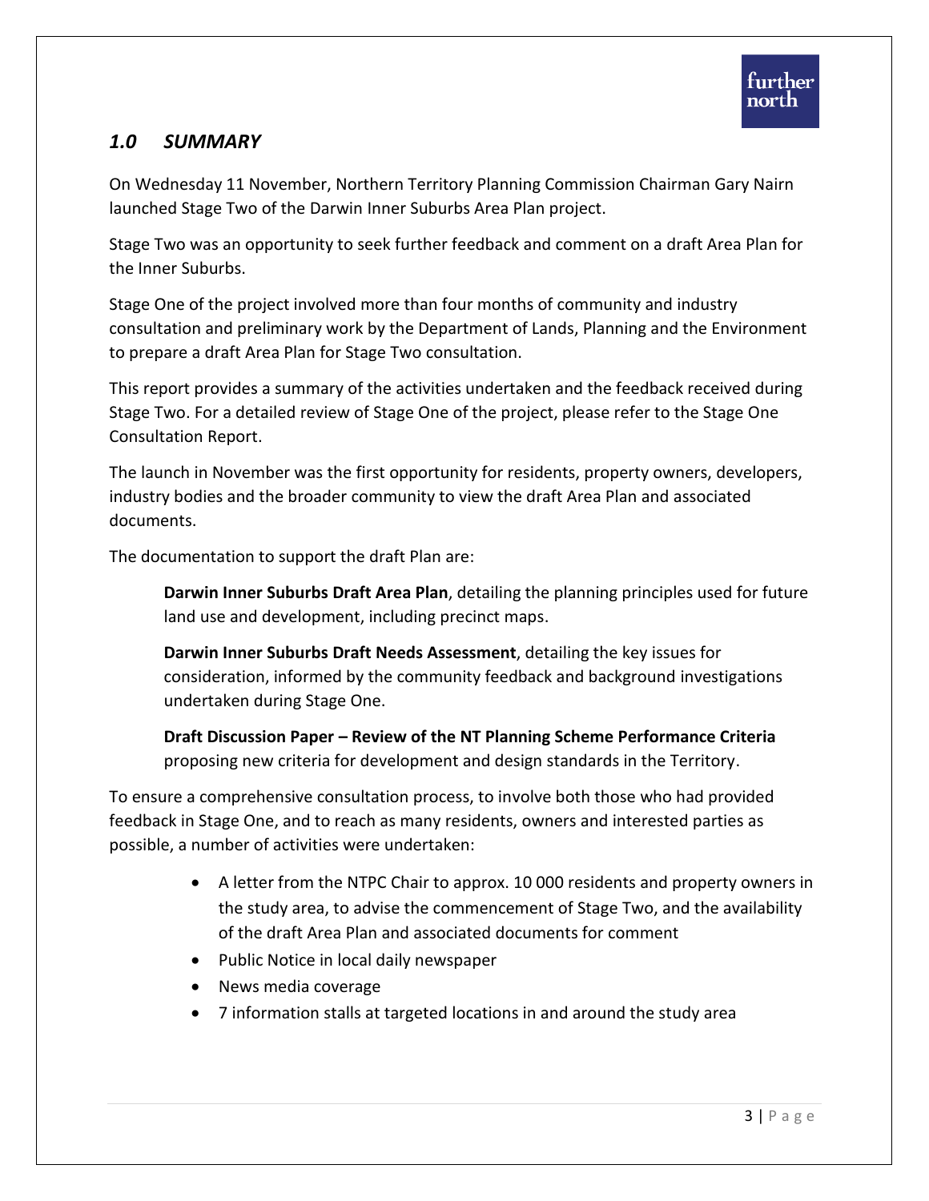## *1.0 SUMMARY*

On Wednesday 11 November, Northern Territory Planning Commission Chairman Gary Nairn launched Stage Two of the Darwin Inner Suburbs Area Plan project.

Stage Two was an opportunity to seek further feedback and comment on a draft Area Plan for the Inner Suburbs.

Stage One of the project involved more than four months of community and industry consultation and preliminary work by the Department of Lands, Planning and the Environment to prepare a draft Area Plan for Stage Two consultation.

This report provides a summary of the activities undertaken and the feedback received during Stage Two. For a detailed review of Stage One of the project, please refer to the Stage One Consultation Report.

The launch in November was the first opportunity for residents, property owners, developers, industry bodies and the broader community to view the draft Area Plan and associated documents.

The documentation to support the draft Plan are:

> **Darwin Inner Suburbs Draft Area Plan**, detailing the planning principles used for future land use and development, including precinct maps.
>
> **Darwin Inner Suburbs Draft Needs Assessment**, detailing the key issues for consideration, informed by the community feedback and background investigations undertaken during Stage One.
>
> **Draft Discussion Paper – Review of the NT Planning Scheme Performance Criteria** proposing new criteria for development and design standards in the Territory.

To ensure a comprehensive consultation process, to involve both those who had provided feedback in Stage One, and to reach as many residents, owners and interested parties as possible, a number of activities were undertaken:

- A letter from the NTPC Chair to approx. 10 000 residents and property owners in the study area, to advise the commencement of Stage Two, and the availability of the draft Area Plan and associated documents for comment
- Public Notice in local daily newspaper
- News media coverage
- 7 information stalls at targeted locations in and around the study area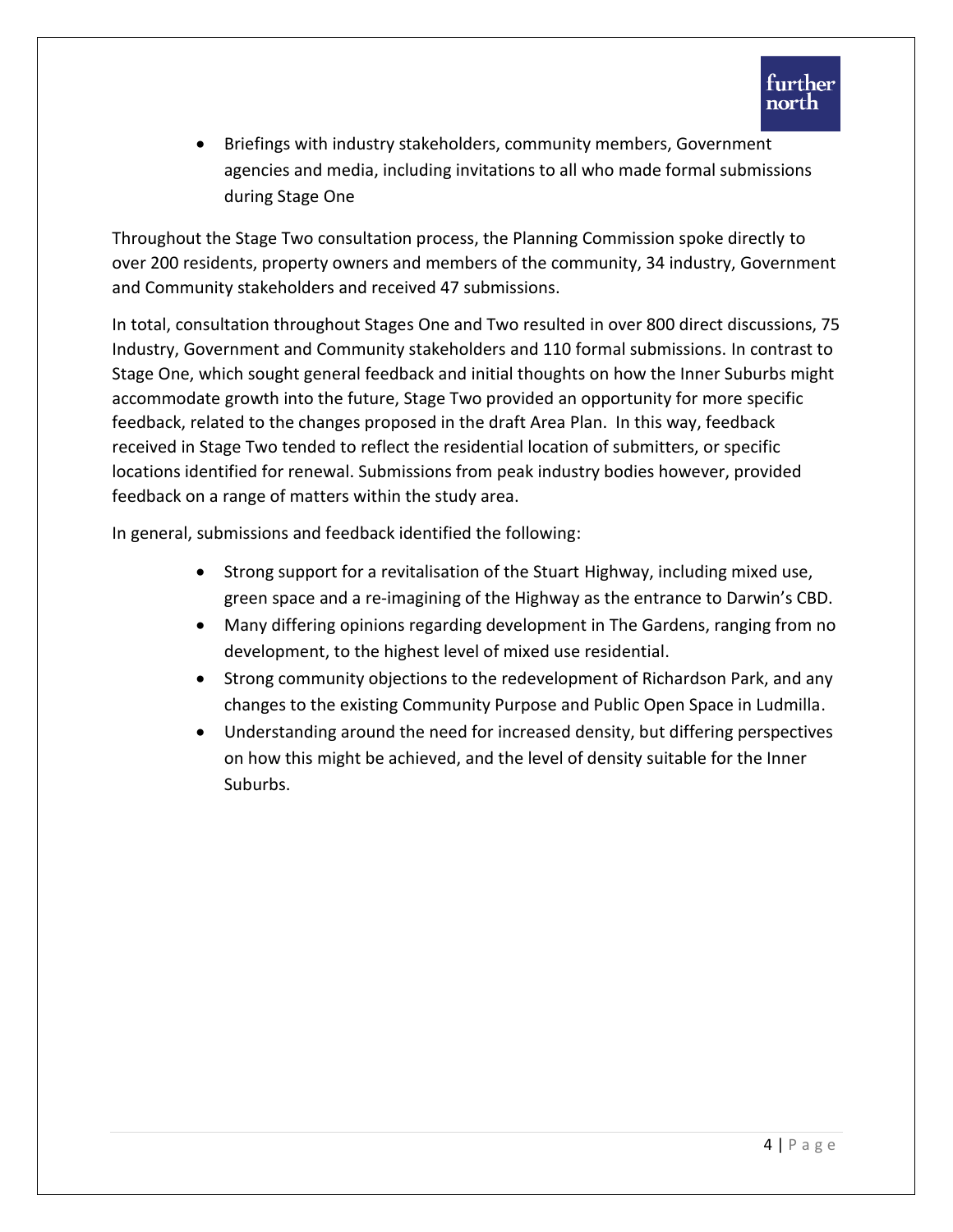- Briefings with industry stakeholders, community members, Government agencies and media, including invitations to all who made formal submissions during Stage One

Throughout the Stage Two consultation process, the Planning Commission spoke directly to over 200 residents, property owners and members of the community, 34 industry, Government and Community stakeholders and received 47 submissions.

In total, consultation throughout Stages One and Two resulted in over 800 direct discussions, 75 Industry, Government and Community stakeholders and 110 formal submissions. In contrast to Stage One, which sought general feedback and initial thoughts on how the Inner Suburbs might accommodate growth into the future, Stage Two provided an opportunity for more specific feedback, related to the changes proposed in the draft Area Plan. In this way, feedback received in Stage Two tended to reflect the residential location of submitters, or specific locations identified for renewal. Submissions from peak industry bodies however, provided feedback on a range of matters within the study area.

In general, submissions and feedback identified the following:

- Strong support for a revitalisation of the Stuart Highway, including mixed use, green space and a re-imagining of the Highway as the entrance to Darwin's CBD.
- Many differing opinions regarding development in The Gardens, ranging from no development, to the highest level of mixed use residential.
- Strong community objections to the redevelopment of Richardson Park, and any changes to the existing Community Purpose and Public Open Space in Ludmilla.
- Understanding around the need for increased density, but differing perspectives on how this might be achieved, and the level of density suitable for the Inner Suburbs.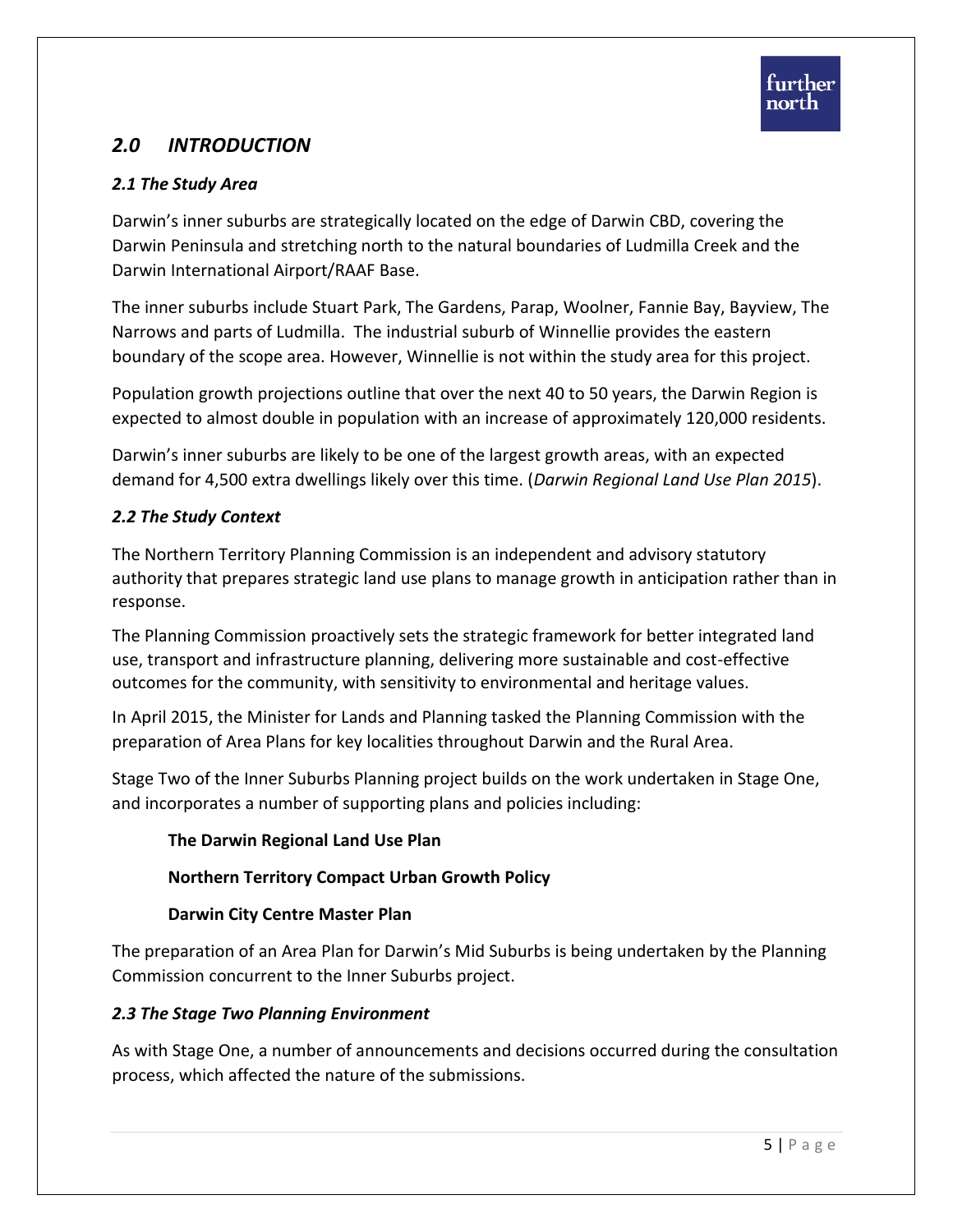## *2.0 INTRODUCTION*

### *2.1 The Study Area*

Darwin's inner suburbs are strategically located on the edge of Darwin CBD, covering the Darwin Peninsula and stretching north to the natural boundaries of Ludmilla Creek and the Darwin International Airport/RAAF Base.

The inner suburbs include Stuart Park, The Gardens, Parap, Woolner, Fannie Bay, Bayview, The Narrows and parts of Ludmilla. The industrial suburb of Winnellie provides the eastern boundary of the scope area. However, Winnellie is not within the study area for this project.

Population growth projections outline that over the next 40 to 50 years, the Darwin Region is expected to almost double in population with an increase of approximately 120,000 residents.

Darwin's inner suburbs are likely to be one of the largest growth areas, with an expected demand for 4,500 extra dwellings likely over this time. (*Darwin Regional Land Use Plan 2015*).

### *2.2 The Study Context*

The Northern Territory Planning Commission is an independent and advisory statutory authority that prepares strategic land use plans to manage growth in anticipation rather than in response.

The Planning Commission proactively sets the strategic framework for better integrated land use, transport and infrastructure planning, delivering more sustainable and cost-effective outcomes for the community, with sensitivity to environmental and heritage values.

In April 2015, the Minister for Lands and Planning tasked the Planning Commission with the preparation of Area Plans for key localities throughout Darwin and the Rural Area.

Stage Two of the Inner Suburbs Planning project builds on the work undertaken in Stage One, and incorporates a number of supporting plans and policies including:

**The Darwin Regional Land Use Plan**

**Northern Territory Compact Urban Growth Policy**

**Darwin City Centre Master Plan**

The preparation of an Area Plan for Darwin's Mid Suburbs is being undertaken by the Planning Commission concurrent to the Inner Suburbs project.

### *2.3 The Stage Two Planning Environment*

As with Stage One, a number of announcements and decisions occurred during the consultation process, which affected the nature of the submissions.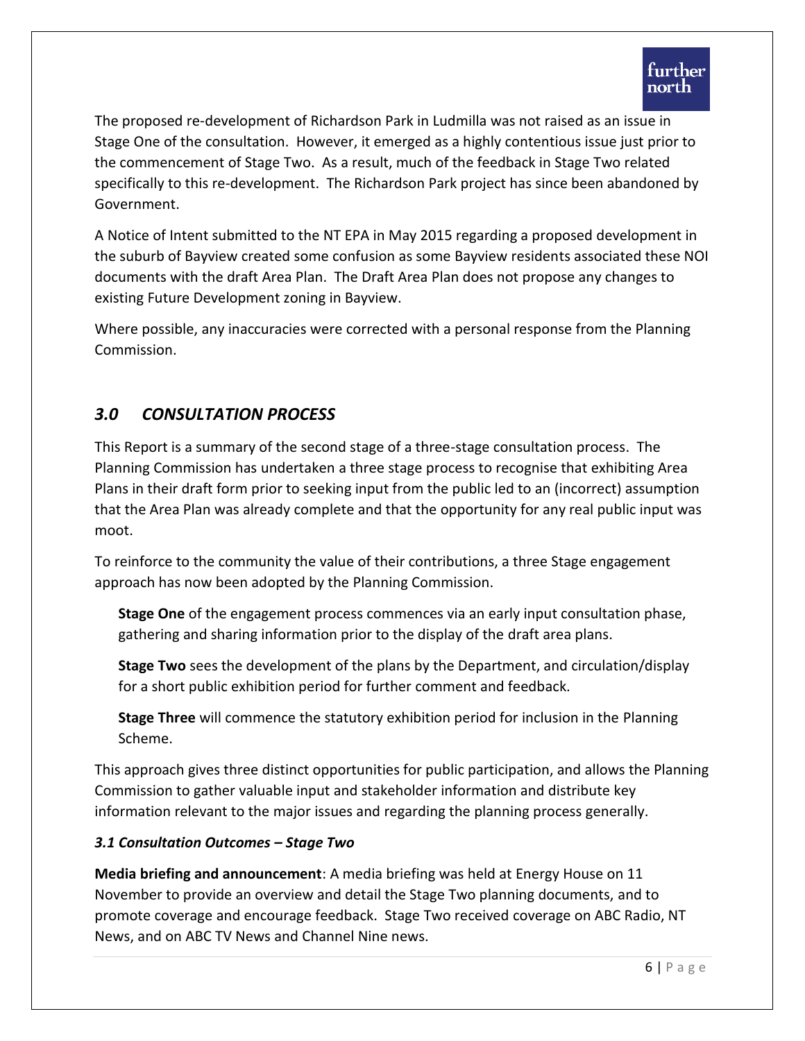The proposed re-development of Richardson Park in Ludmilla was not raised as an issue in Stage One of the consultation. However, it emerged as a highly contentious issue just prior to the commencement of Stage Two. As a result, much of the feedback in Stage Two related specifically to this re-development. The Richardson Park project has since been abandoned by Government.

A Notice of Intent submitted to the NT EPA in May 2015 regarding a proposed development in the suburb of Bayview created some confusion as some Bayview residents associated these NOI documents with the draft Area Plan. The Draft Area Plan does not propose any changes to existing Future Development zoning in Bayview.

Where possible, any inaccuracies were corrected with a personal response from the Planning Commission.

## *3.0 CONSULTATION PROCESS*

This Report is a summary of the second stage of a three-stage consultation process. The Planning Commission has undertaken a three stage process to recognise that exhibiting Area Plans in their draft form prior to seeking input from the public led to an (incorrect) assumption that the Area Plan was already complete and that the opportunity for any real public input was moot.

To reinforce to the community the value of their contributions, a three Stage engagement approach has now been adopted by the Planning Commission.

**Stage One** of the engagement process commences via an early input consultation phase, gathering and sharing information prior to the display of the draft area plans.

**Stage Two** sees the development of the plans by the Department, and circulation/display for a short public exhibition period for further comment and feedback.

**Stage Three** will commence the statutory exhibition period for inclusion in the Planning Scheme.

This approach gives three distinct opportunities for public participation, and allows the Planning Commission to gather valuable input and stakeholder information and distribute key information relevant to the major issues and regarding the planning process generally.

### *3.1 Consultation Outcomes – Stage Two*

**Media briefing and announcement**: A media briefing was held at Energy House on 11 November to provide an overview and detail the Stage Two planning documents, and to promote coverage and encourage feedback. Stage Two received coverage on ABC Radio, NT News, and on ABC TV News and Channel Nine news.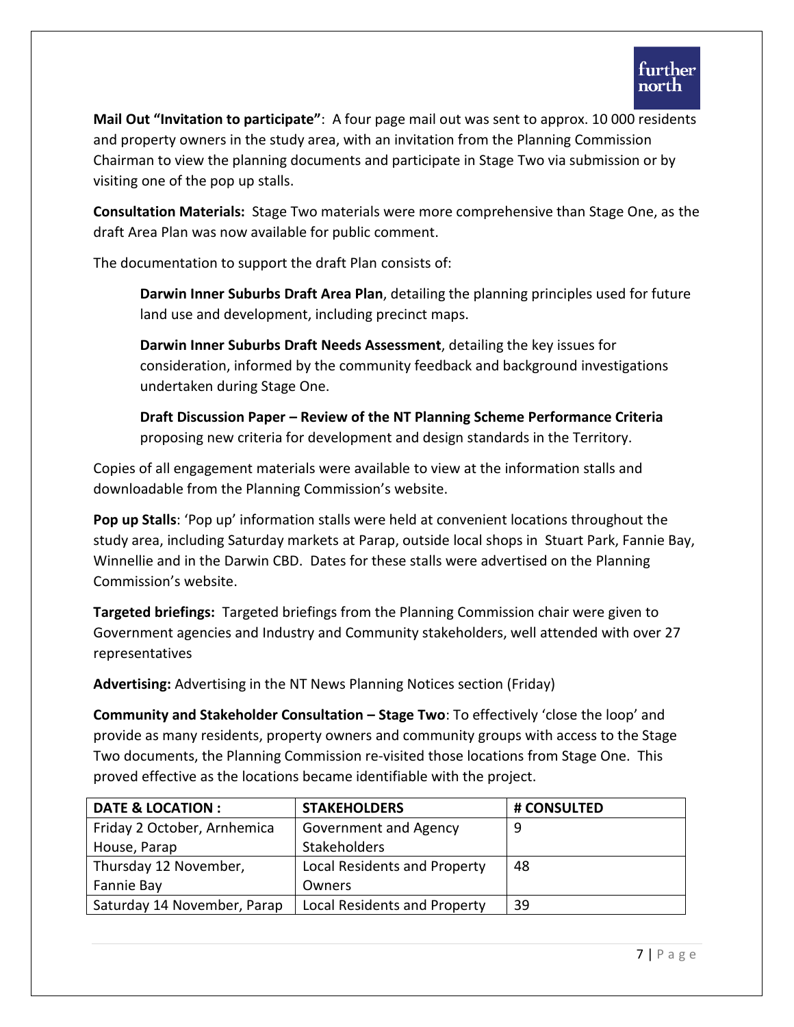**Mail Out "Invitation to participate"**: A four page mail out was sent to approx. 10 000 residents and property owners in the study area, with an invitation from the Planning Commission Chairman to view the planning documents and participate in Stage Two via submission or by visiting one of the pop up stalls.

**Consultation Materials:** Stage Two materials were more comprehensive than Stage One, as the draft Area Plan was now available for public comment.

The documentation to support the draft Plan consists of:

> **Darwin Inner Suburbs Draft Area Plan**, detailing the planning principles used for future land use and development, including precinct maps.
>
> **Darwin Inner Suburbs Draft Needs Assessment**, detailing the key issues for consideration, informed by the community feedback and background investigations undertaken during Stage One.
>
> **Draft Discussion Paper – Review of the NT Planning Scheme Performance Criteria** proposing new criteria for development and design standards in the Territory.

Copies of all engagement materials were available to view at the information stalls and downloadable from the Planning Commission's website.

**Pop up Stalls**: 'Pop up' information stalls were held at convenient locations throughout the study area, including Saturday markets at Parap, outside local shops in Stuart Park, Fannie Bay, Winnellie and in the Darwin CBD. Dates for these stalls were advertised on the Planning Commission's website.

**Targeted briefings:** Targeted briefings from the Planning Commission chair were given to Government agencies and Industry and Community stakeholders, well attended with over 27 representatives

**Advertising:** Advertising in the NT News Planning Notices section (Friday)

**Community and Stakeholder Consultation – Stage Two**: To effectively 'close the loop' and provide as many residents, property owners and community groups with access to the Stage Two documents, the Planning Commission re-visited those locations from Stage One. This proved effective as the locations became identifiable with the project.

| DATE & LOCATION : | STAKEHOLDERS | # CONSULTED |
|---|---|---|
| Friday 2 October, Arnhemica House, Parap | Government and Agency Stakeholders | 9 |
| Thursday 12 November, Fannie Bay | Local Residents and Property Owners | 48 |
| Saturday 14 November, Parap | Local Residents and Property | 39 |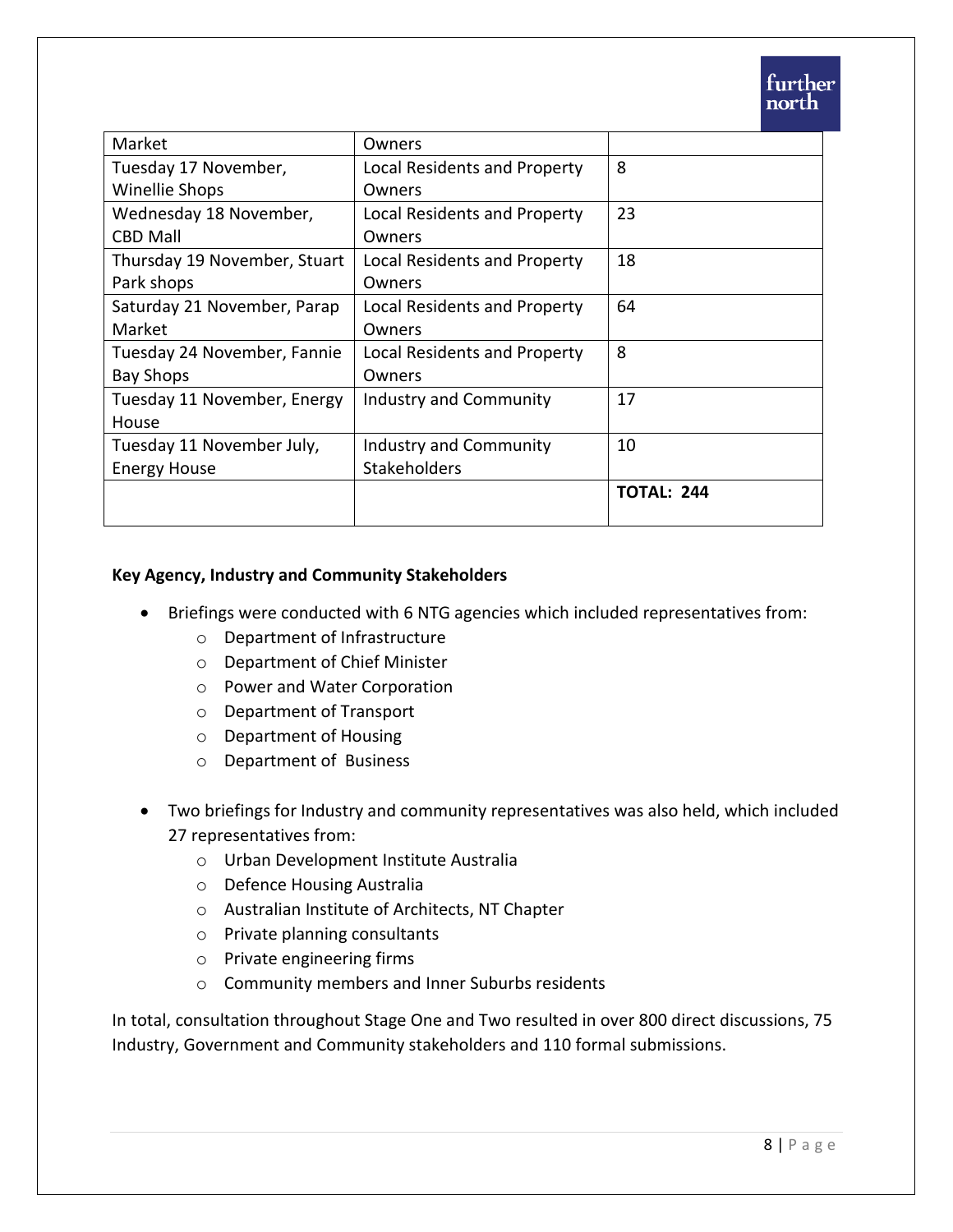| | | |
|---|---|---|
| Market | Owners | |
| Tuesday 17 November, Winellie Shops | Local Residents and Property Owners | 8 |
| Wednesday 18 November, CBD Mall | Local Residents and Property Owners | 23 |
| Thursday 19 November, Stuart Park shops | Local Residents and Property Owners | 18 |
| Saturday 21 November, Parap Market | Local Residents and Property Owners | 64 |
| Tuesday 24 November, Fannie Bay Shops | Local Residents and Property Owners | 8 |
| Tuesday 11 November, Energy House | Industry and Community | 17 |
| Tuesday 11 November July, Energy House | Industry and Community Stakeholders | 10 |
| | | **TOTAL: 244** |

**Key Agency, Industry and Community Stakeholders**

- Briefings were conducted with 6 NTG agencies which included representatives from:
  - Department of Infrastructure
  - Department of Chief Minister
  - Power and Water Corporation
  - Department of Transport
  - Department of Housing
  - Department of Business

- Two briefings for Industry and community representatives was also held, which included 27 representatives from:
  - Urban Development Institute Australia
  - Defence Housing Australia
  - Australian Institute of Architects, NT Chapter
  - Private planning consultants
  - Private engineering firms
  - Community members and Inner Suburbs residents

In total, consultation throughout Stage One and Two resulted in over 800 direct discussions, 75 Industry, Government and Community stakeholders and 110 formal submissions.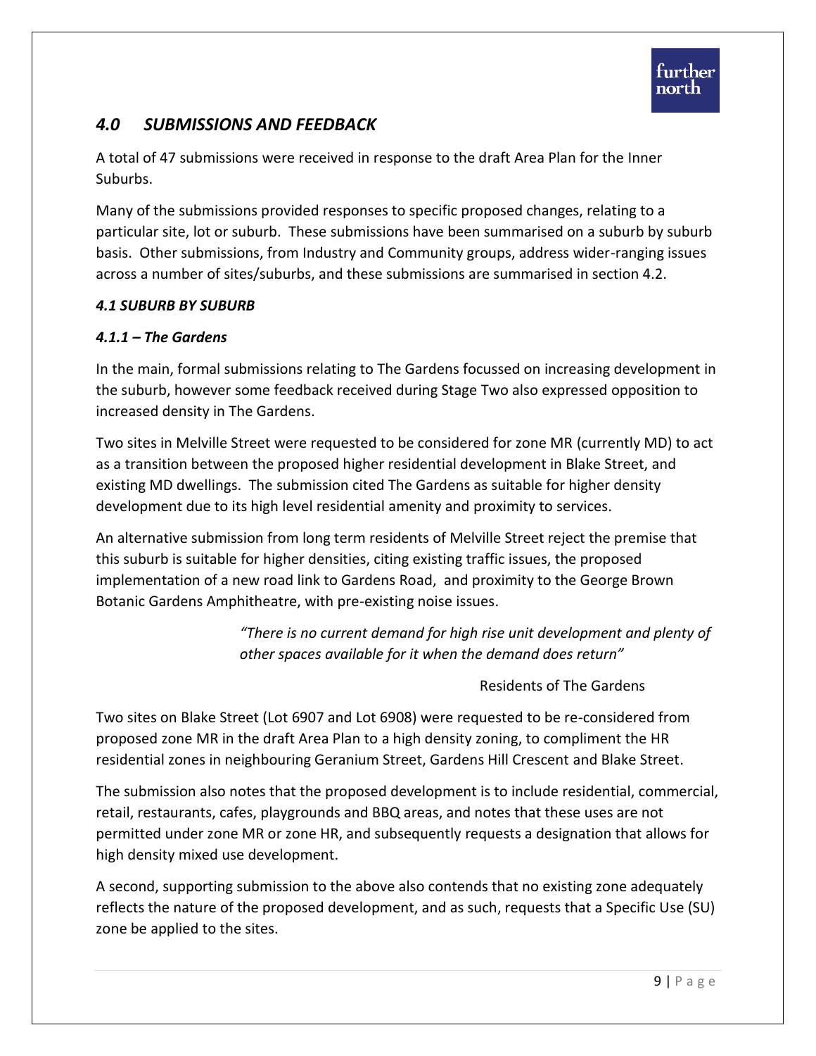## *4.0 SUBMISSIONS AND FEEDBACK*

A total of 47 submissions were received in response to the draft Area Plan for the Inner Suburbs.

Many of the submissions provided responses to specific proposed changes, relating to a particular site, lot or suburb. These submissions have been summarised on a suburb by suburb basis. Other submissions, from Industry and Community groups, address wider-ranging issues across a number of sites/suburbs, and these submissions are summarised in section 4.2.

### *4.1 SUBURB BY SUBURB*

#### *4.1.1 – The Gardens*

In the main, formal submissions relating to The Gardens focussed on increasing development in the suburb, however some feedback received during Stage Two also expressed opposition to increased density in The Gardens.

Two sites in Melville Street were requested to be considered for zone MR (currently MD) to act as a transition between the proposed higher residential development in Blake Street, and existing MD dwellings. The submission cited The Gardens as suitable for higher density development due to its high level residential amenity and proximity to services.

An alternative submission from long term residents of Melville Street reject the premise that this suburb is suitable for higher densities, citing existing traffic issues, the proposed implementation of a new road link to Gardens Road, and proximity to the George Brown Botanic Gardens Amphitheatre, with pre-existing noise issues.

> *"There is no current demand for high rise unit development and plenty of other spaces available for it when the demand does return"*
>
> Residents of The Gardens

Two sites on Blake Street (Lot 6907 and Lot 6908) were requested to be re-considered from proposed zone MR in the draft Area Plan to a high density zoning, to compliment the HR residential zones in neighbouring Geranium Street, Gardens Hill Crescent and Blake Street.

The submission also notes that the proposed development is to include residential, commercial, retail, restaurants, cafes, playgrounds and BBQ areas, and notes that these uses are not permitted under zone MR or zone HR, and subsequently requests a designation that allows for high density mixed use development.

A second, supporting submission to the above also contends that no existing zone adequately reflects the nature of the proposed development, and as such, requests that a Specific Use (SU) zone be applied to the sites.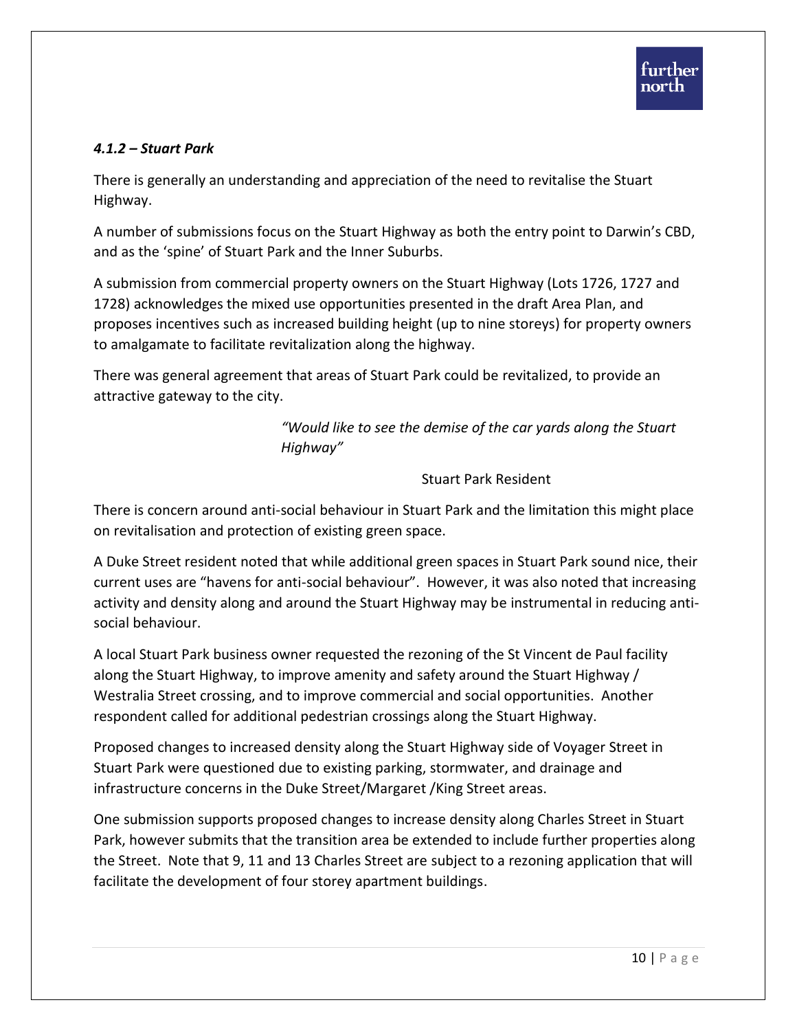#### *4.1.2 – Stuart Park*

There is generally an understanding and appreciation of the need to revitalise the Stuart Highway.

A number of submissions focus on the Stuart Highway as both the entry point to Darwin's CBD, and as the 'spine' of Stuart Park and the Inner Suburbs.

A submission from commercial property owners on the Stuart Highway (Lots 1726, 1727 and 1728) acknowledges the mixed use opportunities presented in the draft Area Plan, and proposes incentives such as increased building height (up to nine storeys) for property owners to amalgamate to facilitate revitalization along the highway.

There was general agreement that areas of Stuart Park could be revitalized, to provide an attractive gateway to the city.

> *"Would like to see the demise of the car yards along the Stuart Highway"*
>
> Stuart Park Resident

There is concern around anti-social behaviour in Stuart Park and the limitation this might place on revitalisation and protection of existing green space.

A Duke Street resident noted that while additional green spaces in Stuart Park sound nice, their current uses are "havens for anti-social behaviour". However, it was also noted that increasing activity and density along and around the Stuart Highway may be instrumental in reducing anti-social behaviour.

A local Stuart Park business owner requested the rezoning of the St Vincent de Paul facility along the Stuart Highway, to improve amenity and safety around the Stuart Highway / Westralia Street crossing, and to improve commercial and social opportunities. Another respondent called for additional pedestrian crossings along the Stuart Highway.

Proposed changes to increased density along the Stuart Highway side of Voyager Street in Stuart Park were questioned due to existing parking, stormwater, and drainage and infrastructure concerns in the Duke Street/Margaret /King Street areas.

One submission supports proposed changes to increase density along Charles Street in Stuart Park, however submits that the transition area be extended to include further properties along the Street. Note that 9, 11 and 13 Charles Street are subject to a rezoning application that will facilitate the development of four storey apartment buildings.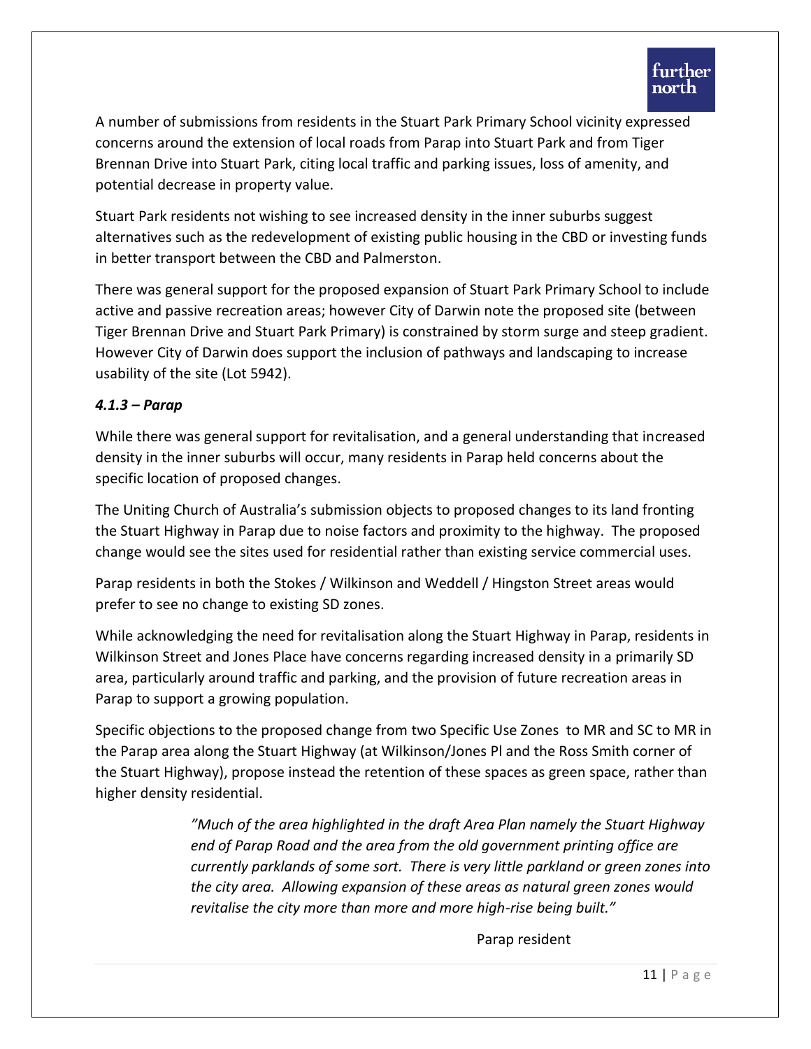A number of submissions from residents in the Stuart Park Primary School vicinity expressed concerns around the extension of local roads from Parap into Stuart Park and from Tiger Brennan Drive into Stuart Park, citing local traffic and parking issues, loss of amenity, and potential decrease in property value.

Stuart Park residents not wishing to see increased density in the inner suburbs suggest alternatives such as the redevelopment of existing public housing in the CBD or investing funds in better transport between the CBD and Palmerston.

There was general support for the proposed expansion of Stuart Park Primary School to include active and passive recreation areas; however City of Darwin note the proposed site (between Tiger Brennan Drive and Stuart Park Primary) is constrained by storm surge and steep gradient. However City of Darwin does support the inclusion of pathways and landscaping to increase usability of the site (Lot 5942).

#### *4.1.3 – Parap*

While there was general support for revitalisation, and a general understanding that increased density in the inner suburbs will occur, many residents in Parap held concerns about the specific location of proposed changes.

The Uniting Church of Australia's submission objects to proposed changes to its land fronting the Stuart Highway in Parap due to noise factors and proximity to the highway. The proposed change would see the sites used for residential rather than existing service commercial uses.

Parap residents in both the Stokes / Wilkinson and Weddell / Hingston Street areas would prefer to see no change to existing SD zones.

While acknowledging the need for revitalisation along the Stuart Highway in Parap, residents in Wilkinson Street and Jones Place have concerns regarding increased density in a primarily SD area, particularly around traffic and parking, and the provision of future recreation areas in Parap to support a growing population.

Specific objections to the proposed change from two Specific Use Zones to MR and SC to MR in the Parap area along the Stuart Highway (at Wilkinson/Jones Pl and the Ross Smith corner of the Stuart Highway), propose instead the retention of these spaces as green space, rather than higher density residential.

> *"Much of the area highlighted in the draft Area Plan namely the Stuart Highway end of Parap Road and the area from the old government printing office are currently parklands of some sort. There is very little parkland or green zones into the city area. Allowing expansion of these areas as natural green zones would revitalise the city more than more and more high-rise being built."*
>
> Parap resident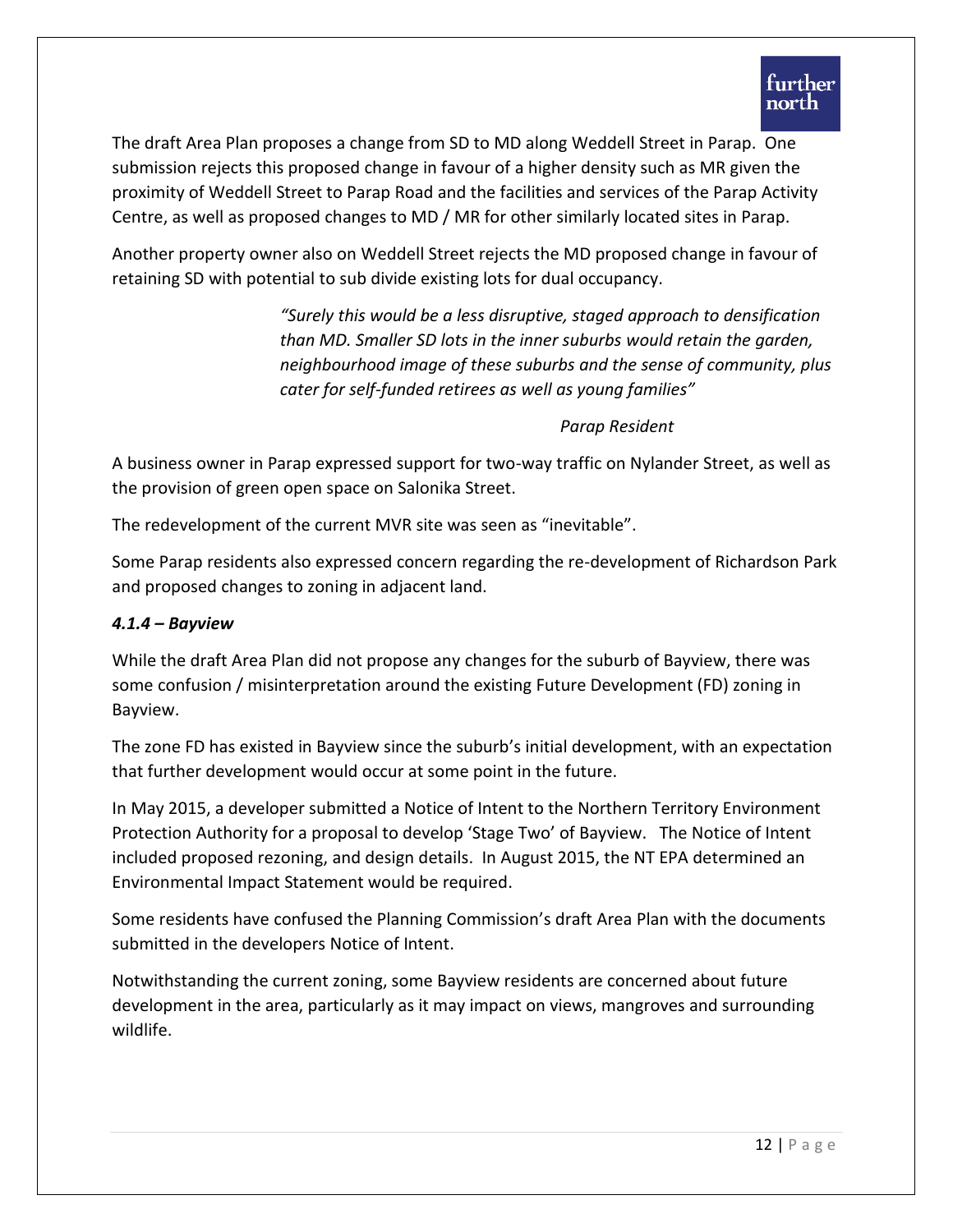The draft Area Plan proposes a change from SD to MD along Weddell Street in Parap. One submission rejects this proposed change in favour of a higher density such as MR given the proximity of Weddell Street to Parap Road and the facilities and services of the Parap Activity Centre, as well as proposed changes to MD / MR for other similarly located sites in Parap.

Another property owner also on Weddell Street rejects the MD proposed change in favour of retaining SD with potential to sub divide existing lots for dual occupancy.

> *"Surely this would be a less disruptive, staged approach to densification than MD. Smaller SD lots in the inner suburbs would retain the garden, neighbourhood image of these suburbs and the sense of community, plus cater for self-funded retirees as well as young families"*
>
> *Parap Resident*

A business owner in Parap expressed support for two-way traffic on Nylander Street, as well as the provision of green open space on Salonika Street.

The redevelopment of the current MVR site was seen as "inevitable".

Some Parap residents also expressed concern regarding the re-development of Richardson Park and proposed changes to zoning in adjacent land.

#### *4.1.4 – Bayview*

While the draft Area Plan did not propose any changes for the suburb of Bayview, there was some confusion / misinterpretation around the existing Future Development (FD) zoning in Bayview.

The zone FD has existed in Bayview since the suburb's initial development, with an expectation that further development would occur at some point in the future.

In May 2015, a developer submitted a Notice of Intent to the Northern Territory Environment Protection Authority for a proposal to develop 'Stage Two' of Bayview. The Notice of Intent included proposed rezoning, and design details. In August 2015, the NT EPA determined an Environmental Impact Statement would be required.

Some residents have confused the Planning Commission's draft Area Plan with the documents submitted in the developers Notice of Intent.

Notwithstanding the current zoning, some Bayview residents are concerned about future development in the area, particularly as it may impact on views, mangroves and surrounding wildlife.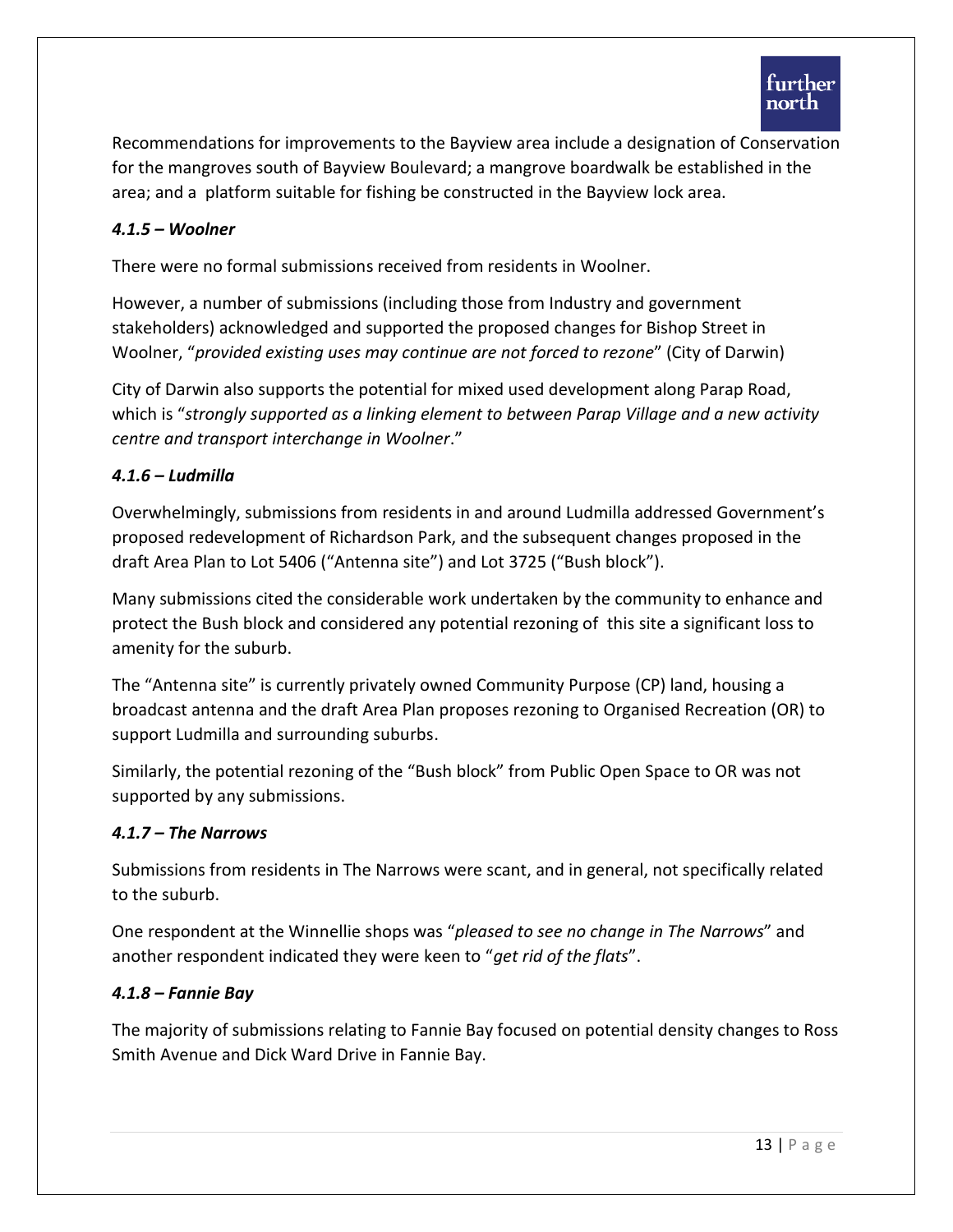Recommendations for improvements to the Bayview area include a designation of Conservation for the mangroves south of Bayview Boulevard; a mangrove boardwalk be established in the area; and a platform suitable for fishing be constructed in the Bayview lock area.

#### *4.1.5 – Woolner*

There were no formal submissions received from residents in Woolner.

However, a number of submissions (including those from Industry and government stakeholders) acknowledged and supported the proposed changes for Bishop Street in Woolner, "*provided existing uses may continue are not forced to rezone*" (City of Darwin)

City of Darwin also supports the potential for mixed used development along Parap Road, which is "*strongly supported as a linking element to between Parap Village and a new activity centre and transport interchange in Woolner*."

#### *4.1.6 – Ludmilla*

Overwhelmingly, submissions from residents in and around Ludmilla addressed Government's proposed redevelopment of Richardson Park, and the subsequent changes proposed in the draft Area Plan to Lot 5406 ("Antenna site") and Lot 3725 ("Bush block").

Many submissions cited the considerable work undertaken by the community to enhance and protect the Bush block and considered any potential rezoning of this site a significant loss to amenity for the suburb.

The "Antenna site" is currently privately owned Community Purpose (CP) land, housing a broadcast antenna and the draft Area Plan proposes rezoning to Organised Recreation (OR) to support Ludmilla and surrounding suburbs.

Similarly, the potential rezoning of the "Bush block" from Public Open Space to OR was not supported by any submissions.

#### *4.1.7 – The Narrows*

Submissions from residents in The Narrows were scant, and in general, not specifically related to the suburb.

One respondent at the Winnellie shops was "*pleased to see no change in The Narrows*" and another respondent indicated they were keen to "*get rid of the flats*".

#### *4.1.8 – Fannie Bay*

The majority of submissions relating to Fannie Bay focused on potential density changes to Ross Smith Avenue and Dick Ward Drive in Fannie Bay.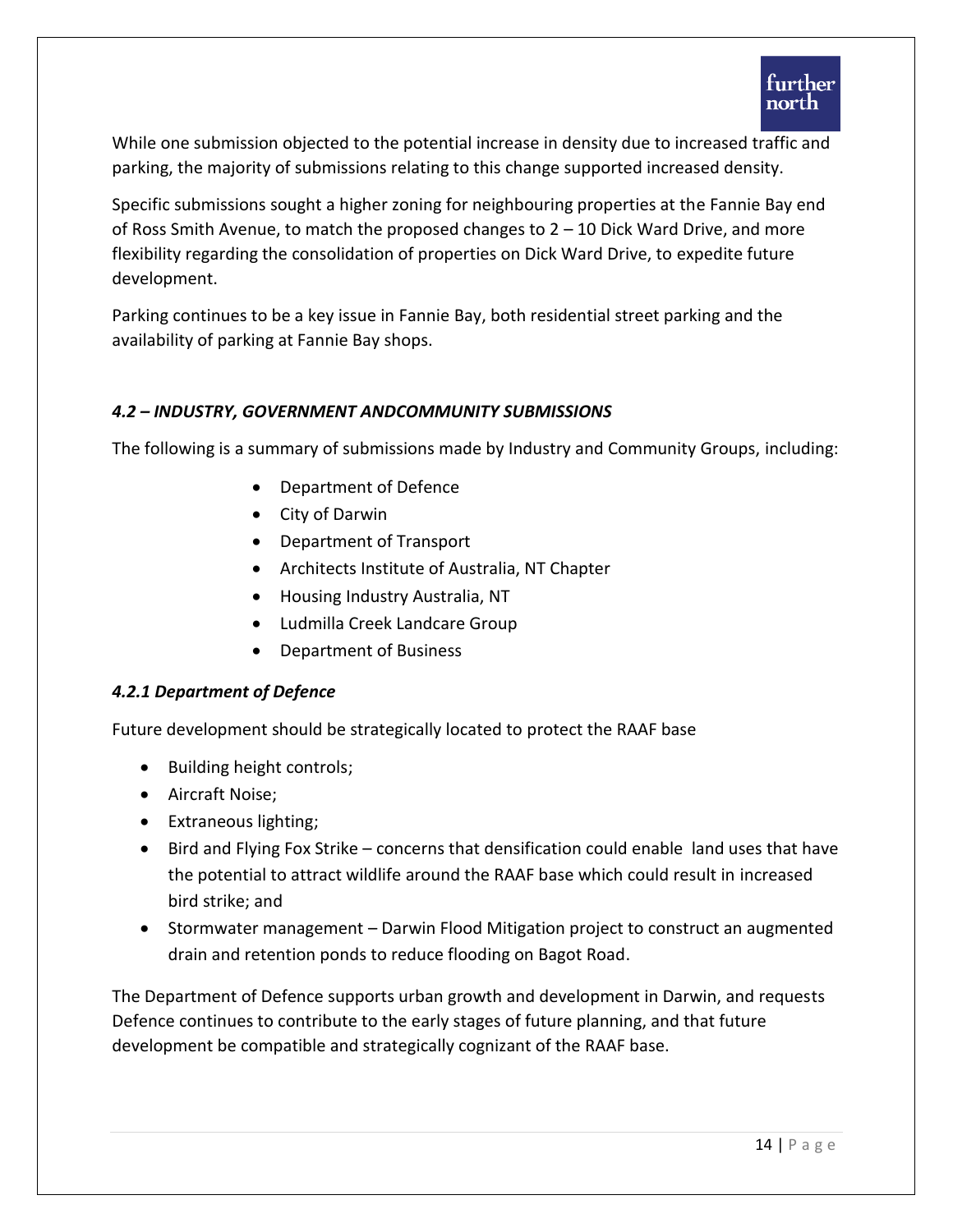While one submission objected to the potential increase in density due to increased traffic and parking, the majority of submissions relating to this change supported increased density.

Specific submissions sought a higher zoning for neighbouring properties at the Fannie Bay end of Ross Smith Avenue, to match the proposed changes to 2 – 10 Dick Ward Drive, and more flexibility regarding the consolidation of properties on Dick Ward Drive, to expedite future development.

Parking continues to be a key issue in Fannie Bay, both residential street parking and the availability of parking at Fannie Bay shops.

### *4.2 – INDUSTRY, GOVERNMENT ANDCOMMUNITY SUBMISSIONS*

The following is a summary of submissions made by Industry and Community Groups, including:

- Department of Defence
- City of Darwin
- Department of Transport
- Architects Institute of Australia, NT Chapter
- Housing Industry Australia, NT
- Ludmilla Creek Landcare Group
- Department of Business

#### *4.2.1 Department of Defence*

Future development should be strategically located to protect the RAAF base

- Building height controls;
- Aircraft Noise;
- Extraneous lighting;
- Bird and Flying Fox Strike – concerns that densification could enable land uses that have the potential to attract wildlife around the RAAF base which could result in increased bird strike; and
- Stormwater management – Darwin Flood Mitigation project to construct an augmented drain and retention ponds to reduce flooding on Bagot Road.

The Department of Defence supports urban growth and development in Darwin, and requests Defence continues to contribute to the early stages of future planning, and that future development be compatible and strategically cognizant of the RAAF base.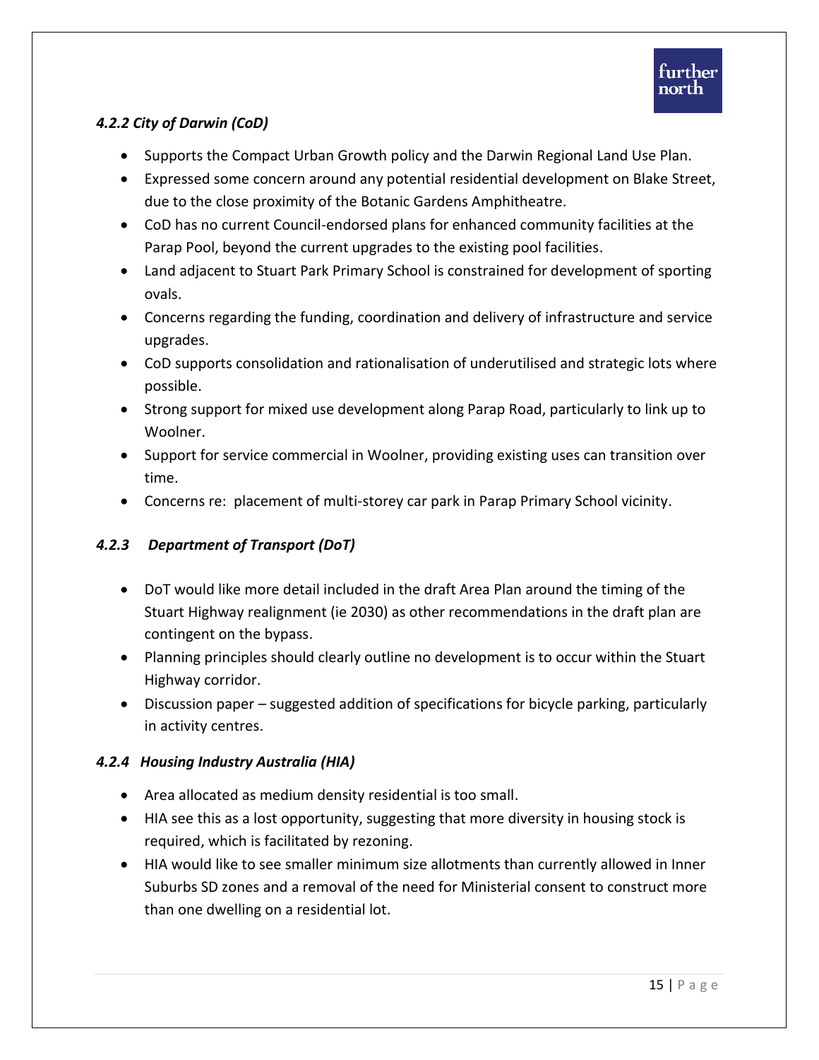#### *4.2.2 City of Darwin (CoD)*

- Supports the Compact Urban Growth policy and the Darwin Regional Land Use Plan.
- Expressed some concern around any potential residential development on Blake Street, due to the close proximity of the Botanic Gardens Amphitheatre.
- CoD has no current Council-endorsed plans for enhanced community facilities at the Parap Pool, beyond the current upgrades to the existing pool facilities.
- Land adjacent to Stuart Park Primary School is constrained for development of sporting ovals.
- Concerns regarding the funding, coordination and delivery of infrastructure and service upgrades.
- CoD supports consolidation and rationalisation of underutilised and strategic lots where possible.
- Strong support for mixed use development along Parap Road, particularly to link up to Woolner.
- Support for service commercial in Woolner, providing existing uses can transition over time.
- Concerns re: placement of multi-storey car park in Parap Primary School vicinity.

#### *4.2.3 Department of Transport (DoT)*

- DoT would like more detail included in the draft Area Plan around the timing of the Stuart Highway realignment (ie 2030) as other recommendations in the draft plan are contingent on the bypass.
- Planning principles should clearly outline no development is to occur within the Stuart Highway corridor.
- Discussion paper – suggested addition of specifications for bicycle parking, particularly in activity centres.

#### *4.2.4 Housing Industry Australia (HIA)*

- Area allocated as medium density residential is too small.
- HIA see this as a lost opportunity, suggesting that more diversity in housing stock is required, which is facilitated by rezoning.
- HIA would like to see smaller minimum size allotments than currently allowed in Inner Suburbs SD zones and a removal of the need for Ministerial consent to construct more than one dwelling on a residential lot.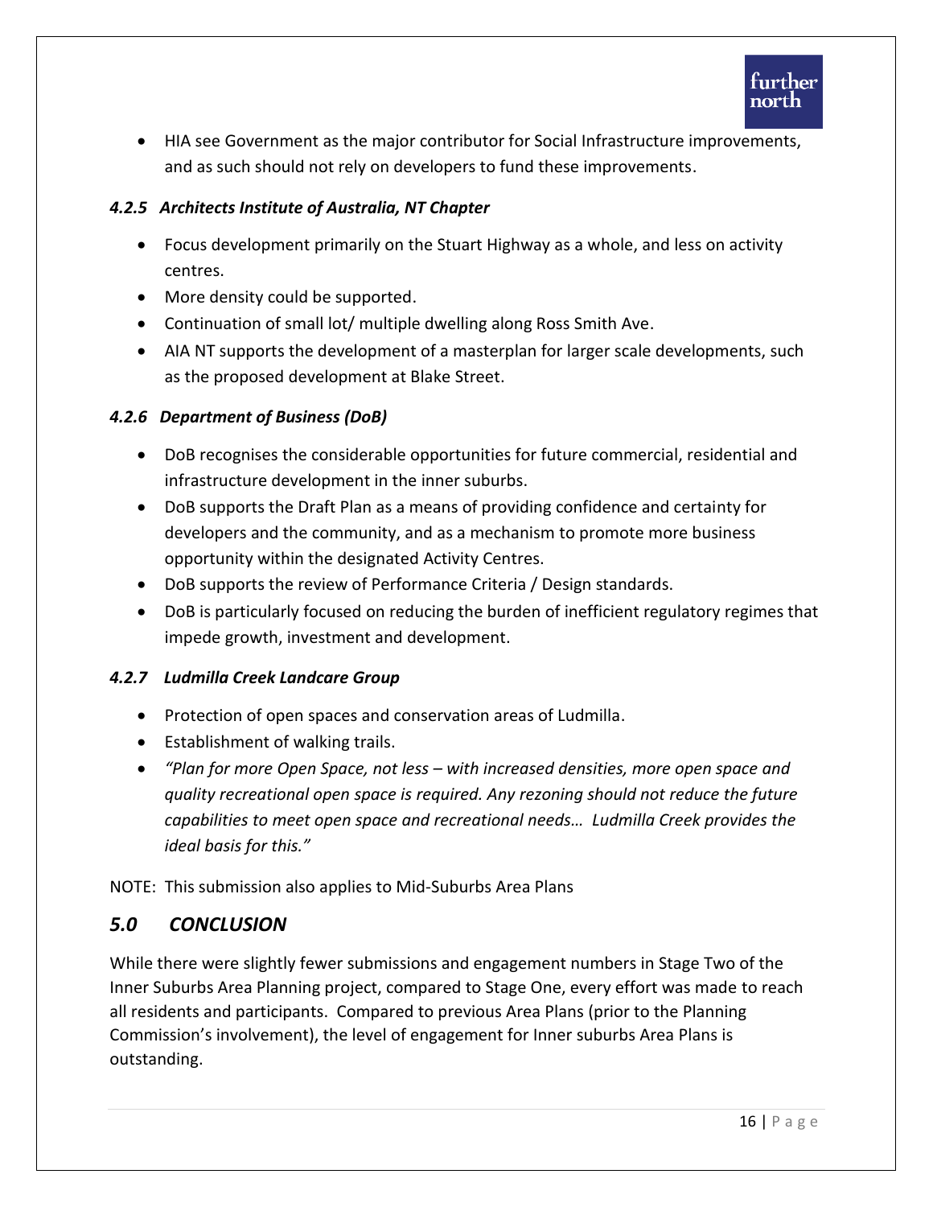- HIA see Government as the major contributor for Social Infrastructure improvements, and as such should not rely on developers to fund these improvements.

#### *4.2.5 Architects Institute of Australia, NT Chapter*

- Focus development primarily on the Stuart Highway as a whole, and less on activity centres.
- More density could be supported.
- Continuation of small lot/ multiple dwelling along Ross Smith Ave.
- AIA NT supports the development of a masterplan for larger scale developments, such as the proposed development at Blake Street.

#### *4.2.6 Department of Business (DoB)*

- DoB recognises the considerable opportunities for future commercial, residential and infrastructure development in the inner suburbs.
- DoB supports the Draft Plan as a means of providing confidence and certainty for developers and the community, and as a mechanism to promote more business opportunity within the designated Activity Centres.
- DoB supports the review of Performance Criteria / Design standards.
- DoB is particularly focused on reducing the burden of inefficient regulatory regimes that impede growth, investment and development.

#### *4.2.7 Ludmilla Creek Landcare Group*

- Protection of open spaces and conservation areas of Ludmilla.
- Establishment of walking trails.
- *"Plan for more Open Space, not less – with increased densities, more open space and quality recreational open space is required. Any rezoning should not reduce the future capabilities to meet open space and recreational needs… Ludmilla Creek provides the ideal basis for this."*

NOTE: This submission also applies to Mid-Suburbs Area Plans

## *5.0 CONCLUSION*

While there were slightly fewer submissions and engagement numbers in Stage Two of the Inner Suburbs Area Planning project, compared to Stage One, every effort was made to reach all residents and participants. Compared to previous Area Plans (prior to the Planning Commission's involvement), the level of engagement for Inner suburbs Area Plans is outstanding.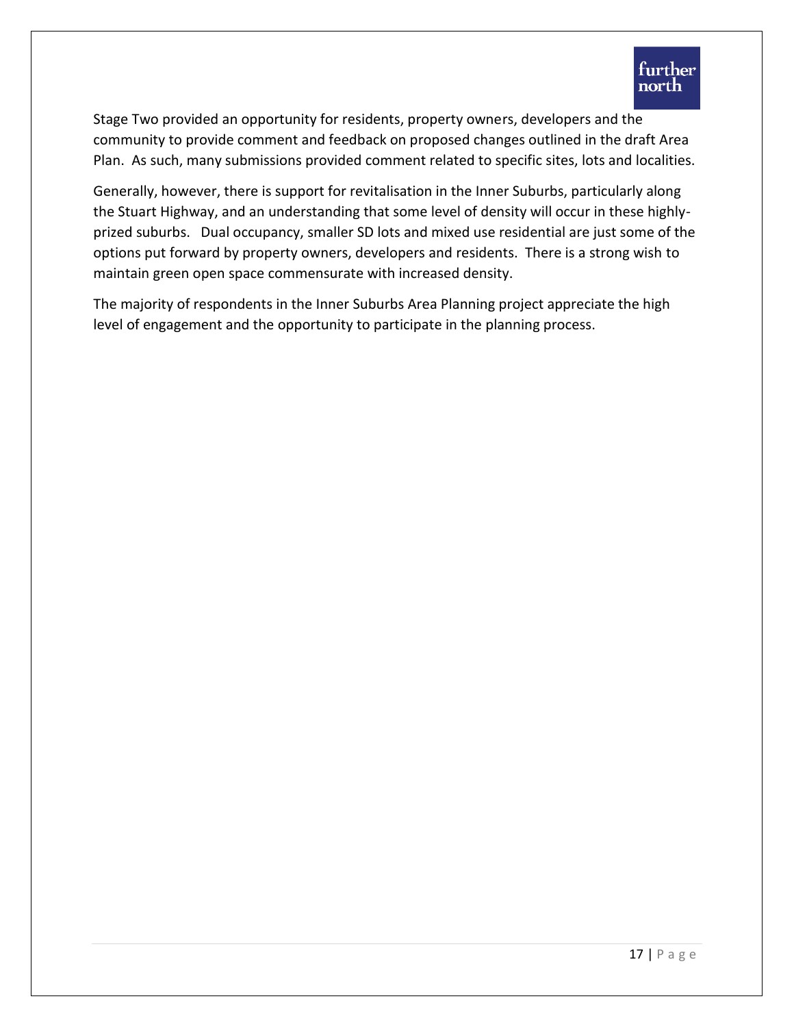Stage Two provided an opportunity for residents, property owners, developers and the community to provide comment and feedback on proposed changes outlined in the draft Area Plan. As such, many submissions provided comment related to specific sites, lots and localities.

Generally, however, there is support for revitalisation in the Inner Suburbs, particularly along the Stuart Highway, and an understanding that some level of density will occur in these highly-prized suburbs. Dual occupancy, smaller SD lots and mixed use residential are just some of the options put forward by property owners, developers and residents. There is a strong wish to maintain green open space commensurate with increased density.

The majority of respondents in the Inner Suburbs Area Planning project appreciate the high level of engagement and the opportunity to participate in the planning process.